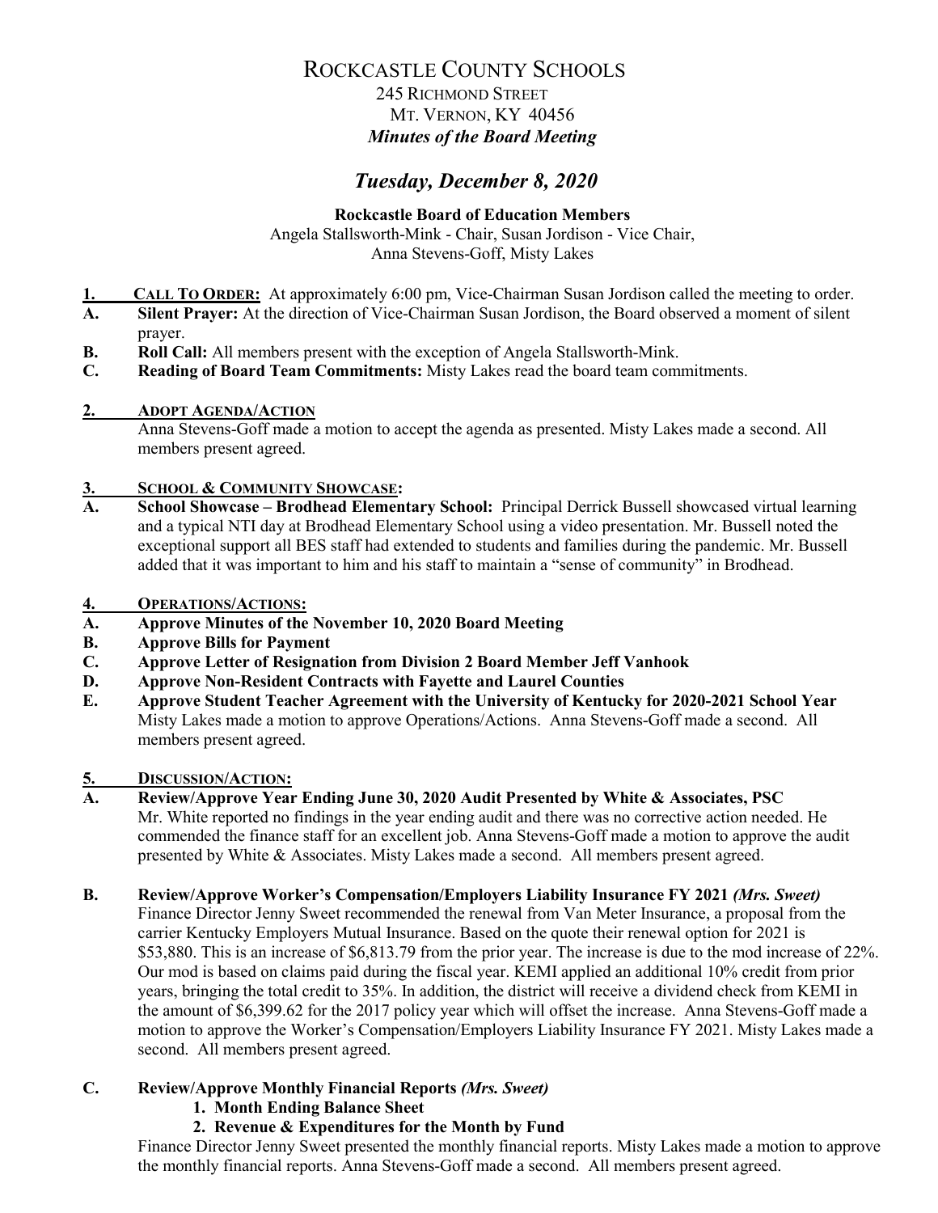# ROCKCASTLE COUNTY SCHOOLS

245 RICHMOND STREET
MT. VERNON, KY 40456
***Minutes of the Board Meeting***

## *Tuesday, December 8, 2020*

**Rockcastle Board of Education Members**
Angela Stallsworth-Mink - Chair, Susan Jordison - Vice Chair,
Anna Stevens-Goff, Misty Lakes

**1. CALL TO ORDER:** At approximately 6:00 pm, Vice-Chairman Susan Jordison called the meeting to order.

**A. Silent Prayer:** At the direction of Vice-Chairman Susan Jordison, the Board observed a moment of silent prayer.

**B. Roll Call:** All members present with the exception of Angela Stallsworth-Mink.

**C. Reading of Board Team Commitments:** Misty Lakes read the board team commitments.

**2. ADOPT AGENDA/ACTION**

Anna Stevens-Goff made a motion to accept the agenda as presented. Misty Lakes made a second. All members present agreed.

**3. SCHOOL & COMMUNITY SHOWCASE:**

**A. School Showcase – Brodhead Elementary School:** Principal Derrick Bussell showcased virtual learning and a typical NTI day at Brodhead Elementary School using a video presentation. Mr. Bussell noted the exceptional support all BES staff had extended to students and families during the pandemic. Mr. Bussell added that it was important to him and his staff to maintain a "sense of community" in Brodhead.

**4. OPERATIONS/ACTIONS:**

**A. Approve Minutes of the November 10, 2020 Board Meeting**

**B. Approve Bills for Payment**

**C. Approve Letter of Resignation from Division 2 Board Member Jeff Vanhook**

**D. Approve Non-Resident Contracts with Fayette and Laurel Counties**

**E. Approve Student Teacher Agreement with the University of Kentucky for 2020-2021 School Year**

Misty Lakes made a motion to approve Operations/Actions. Anna Stevens-Goff made a second. All members present agreed.

**5. DISCUSSION/ACTION:**

**A. Review/Approve Year Ending June 30, 2020 Audit Presented by White & Associates, PSC**

Mr. White reported no findings in the year ending audit and there was no corrective action needed. He commended the finance staff for an excellent job. Anna Stevens-Goff made a motion to approve the audit presented by White & Associates. Misty Lakes made a second. All members present agreed.

**B. Review/Approve Worker's Compensation/Employers Liability Insurance FY 2021** ***(Mrs. Sweet)***

Finance Director Jenny Sweet recommended the renewal from Van Meter Insurance, a proposal from the carrier Kentucky Employers Mutual Insurance. Based on the quote their renewal option for 2021 is $53,880. This is an increase of $6,813.79 from the prior year. The increase is due to the mod increase of 22%. Our mod is based on claims paid during the fiscal year. KEMI applied an additional 10% credit from prior years, bringing the total credit to 35%. In addition, the district will receive a dividend check from KEMI in the amount of $6,399.62 for the 2017 policy year which will offset the increase. Anna Stevens-Goff made a motion to approve the Worker's Compensation/Employers Liability Insurance FY 2021. Misty Lakes made a second. All members present agreed.

**C. Review/Approve Monthly Financial Reports** ***(Mrs. Sweet)***

1. **Month Ending Balance Sheet**
2. **Revenue & Expenditures for the Month by Fund**

Finance Director Jenny Sweet presented the monthly financial reports. Misty Lakes made a motion to approve the monthly financial reports. Anna Stevens-Goff made a second. All members present agreed.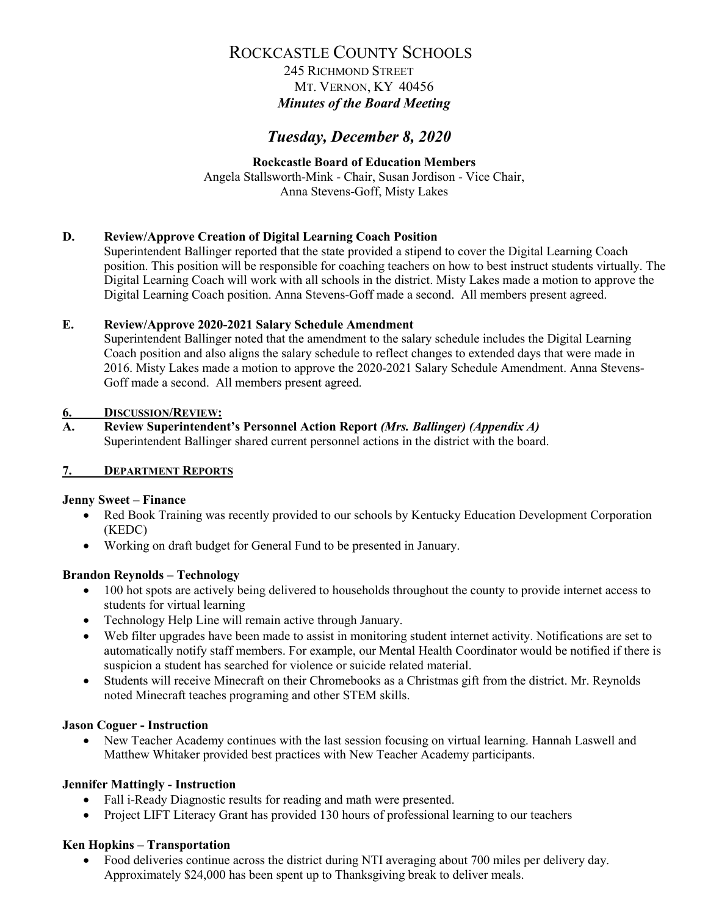# ROCKCASTLE COUNTY SCHOOLS

245 RICHMOND STREET
MT. VERNON, KY 40456
***Minutes of the Board Meeting***

## *Tuesday, December 8, 2020*

**Rockcastle Board of Education Members**
Angela Stallsworth-Mink - Chair, Susan Jordison - Vice Chair,
Anna Stevens-Goff, Misty Lakes

**D. Review/Approve Creation of Digital Learning Coach Position**

Superintendent Ballinger reported that the state provided a stipend to cover the Digital Learning Coach position. This position will be responsible for coaching teachers on how to best instruct students virtually. The Digital Learning Coach will work with all schools in the district. Misty Lakes made a motion to approve the Digital Learning Coach position. Anna Stevens-Goff made a second. All members present agreed.

**E. Review/Approve 2020-2021 Salary Schedule Amendment**

Superintendent Ballinger noted that the amendment to the salary schedule includes the Digital Learning Coach position and also aligns the salary schedule to reflect changes to extended days that were made in 2016. Misty Lakes made a motion to approve the 2020-2021 Salary Schedule Amendment. Anna Stevens-Goff made a second. All members present agreed.

**6. DISCUSSION/REVIEW:**

**A. Review Superintendent's Personnel Action Report *(Mrs. Ballinger) (Appendix A)***

Superintendent Ballinger shared current personnel actions in the district with the board.

**7. DEPARTMENT REPORTS**

**Jenny Sweet – Finance**

- Red Book Training was recently provided to our schools by Kentucky Education Development Corporation (KEDC)
- Working on draft budget for General Fund to be presented in January.

**Brandon Reynolds – Technology**

- 100 hot spots are actively being delivered to households throughout the county to provide internet access to students for virtual learning
- Technology Help Line will remain active through January.
- Web filter upgrades have been made to assist in monitoring student internet activity. Notifications are set to automatically notify staff members. For example, our Mental Health Coordinator would be notified if there is suspicion a student has searched for violence or suicide related material.
- Students will receive Minecraft on their Chromebooks as a Christmas gift from the district. Mr. Reynolds noted Minecraft teaches programing and other STEM skills.

**Jason Coguer - Instruction**

- New Teacher Academy continues with the last session focusing on virtual learning. Hannah Laswell and Matthew Whitaker provided best practices with New Teacher Academy participants.

**Jennifer Mattingly - Instruction**

- Fall i-Ready Diagnostic results for reading and math were presented.
- Project LIFT Literacy Grant has provided 130 hours of professional learning to our teachers

**Ken Hopkins – Transportation**

- Food deliveries continue across the district during NTI averaging about 700 miles per delivery day. Approximately $24,000 has been spent up to Thanksgiving break to deliver meals.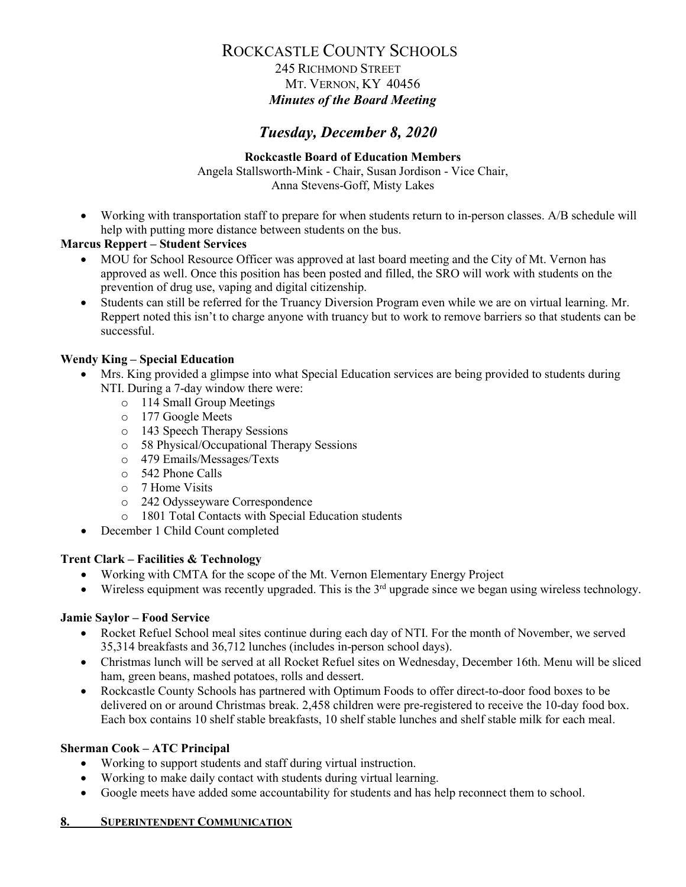# ROCKCASTLE COUNTY SCHOOLS

245 RICHMOND STREET
MT. VERNON, KY 40456
***Minutes of the Board Meeting***

## *Tuesday, December 8, 2020*

**Rockcastle Board of Education Members**
Angela Stallsworth-Mink - Chair, Susan Jordison - Vice Chair,
Anna Stevens-Goff, Misty Lakes

- Working with transportation staff to prepare for when students return to in-person classes. A/B schedule will help with putting more distance between students on the bus.

**Marcus Reppert – Student Services**

- MOU for School Resource Officer was approved at last board meeting and the City of Mt. Vernon has approved as well. Once this position has been posted and filled, the SRO will work with students on the prevention of drug use, vaping and digital citizenship.
- Students can still be referred for the Truancy Diversion Program even while we are on virtual learning. Mr. Reppert noted this isn't to charge anyone with truancy but to work to remove barriers so that students can be successful.

**Wendy King – Special Education**

- Mrs. King provided a glimpse into what Special Education services are being provided to students during NTI. During a 7-day window there were:
  - 114 Small Group Meetings
  - 177 Google Meets
  - 143 Speech Therapy Sessions
  - 58 Physical/Occupational Therapy Sessions
  - 479 Emails/Messages/Texts
  - 542 Phone Calls
  - 7 Home Visits
  - 242 Odysseyware Correspondence
  - 1801 Total Contacts with Special Education students
- December 1 Child Count completed

**Trent Clark – Facilities & Technology**

- Working with CMTA for the scope of the Mt. Vernon Elementary Energy Project
- Wireless equipment was recently upgraded. This is the 3rd upgrade since we began using wireless technology.

**Jamie Saylor – Food Service**

- Rocket Refuel School meal sites continue during each day of NTI. For the month of November, we served 35,314 breakfasts and 36,712 lunches (includes in-person school days).
- Christmas lunch will be served at all Rocket Refuel sites on Wednesday, December 16th. Menu will be sliced ham, green beans, mashed potatoes, rolls and dessert.
- Rockcastle County Schools has partnered with Optimum Foods to offer direct-to-door food boxes to be delivered on or around Christmas break. 2,458 children were pre-registered to receive the 10-day food box. Each box contains 10 shelf stable breakfasts, 10 shelf stable lunches and shelf stable milk for each meal.

**Sherman Cook – ATC Principal**

- Working to support students and staff during virtual instruction.
- Working to make daily contact with students during virtual learning.
- Google meets have added some accountability for students and has help reconnect them to school.

## 8. SUPERINTENDENT COMMUNICATION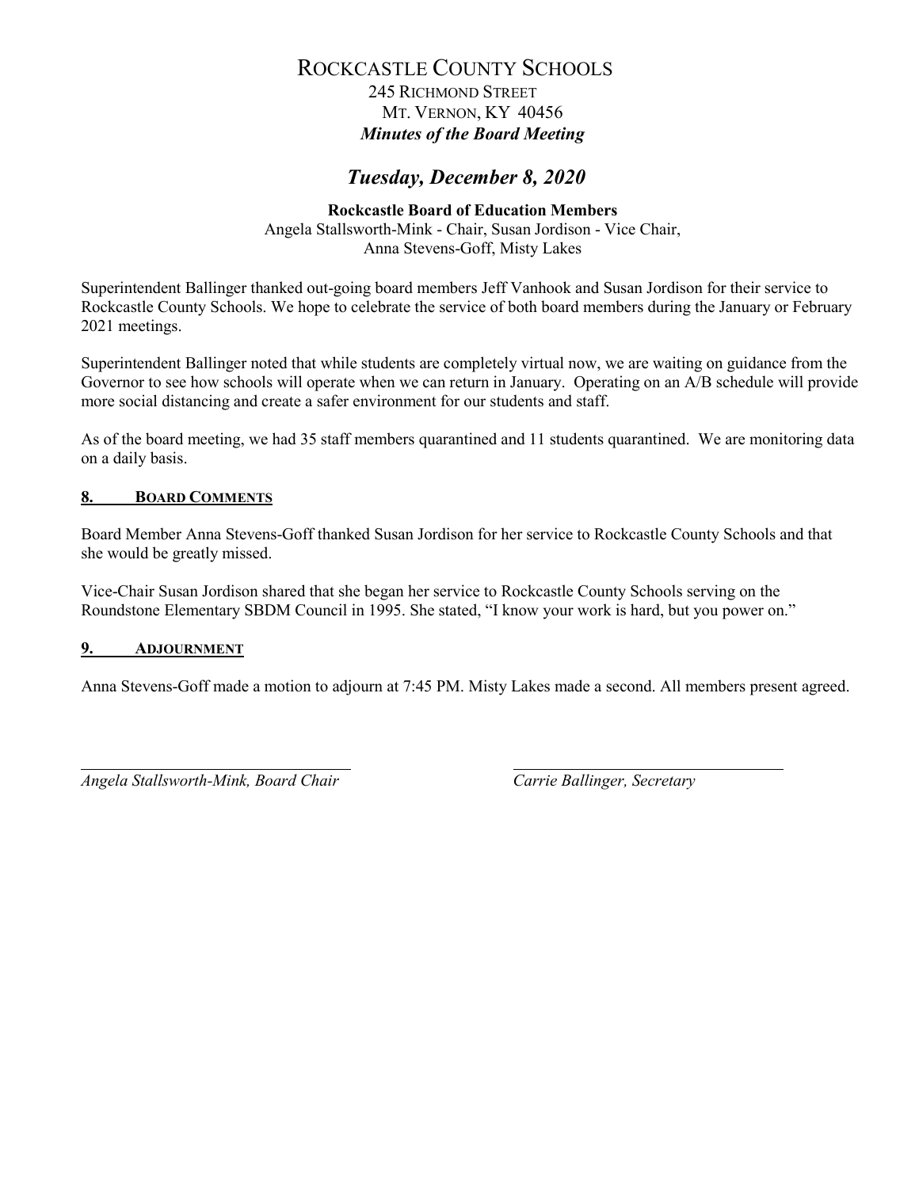# ROCKCASTLE COUNTY SCHOOLS

245 RICHMOND STREET
MT. VERNON, KY 40456

***Minutes of the Board Meeting***

## *Tuesday, December 8, 2020*

**Rockcastle Board of Education Members**
Angela Stallsworth-Mink - Chair, Susan Jordison - Vice Chair,
Anna Stevens-Goff, Misty Lakes

Superintendent Ballinger thanked out-going board members Jeff Vanhook and Susan Jordison for their service to Rockcastle County Schools. We hope to celebrate the service of both board members during the January or February 2021 meetings.

Superintendent Ballinger noted that while students are completely virtual now, we are waiting on guidance from the Governor to see how schools will operate when we can return in January. Operating on an A/B schedule will provide more social distancing and create a safer environment for our students and staff.

As of the board meeting, we had 35 staff members quarantined and 11 students quarantined. We are monitoring data on a daily basis.

### 8. BOARD COMMENTS

Board Member Anna Stevens-Goff thanked Susan Jordison for her service to Rockcastle County Schools and that she would be greatly missed.

Vice-Chair Susan Jordison shared that she began her service to Rockcastle County Schools serving on the Roundstone Elementary SBDM Council in 1995. She stated, "I know your work is hard, but you power on."

### 9. ADJOURNMENT

Anna Stevens-Goff made a motion to adjourn at 7:45 PM. Misty Lakes made a second. All members present agreed.

| _______________________________ | _______________________________ |
|---|---|
| *Angela Stallsworth-Mink, Board Chair* | *Carrie Ballinger, Secretary* |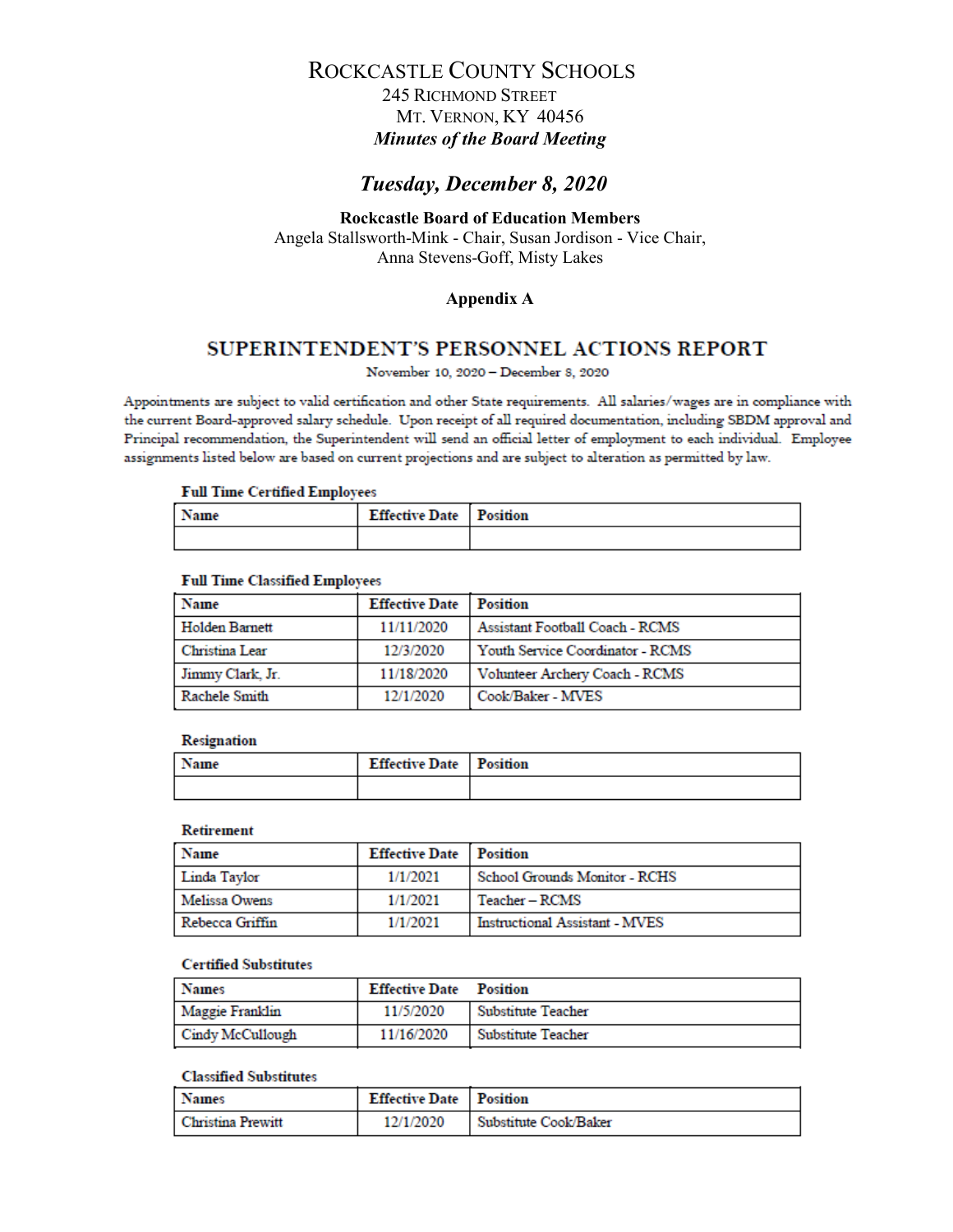# ROCKCASTLE COUNTY SCHOOLS

245 RICHMOND STREET
MT. VERNON, KY 40456

***Minutes of the Board Meeting***

## *Tuesday, December 8, 2020*

**Rockcastle Board of Education Members**
Angela Stallsworth-Mink - Chair, Susan Jordison - Vice Chair,
Anna Stevens-Goff, Misty Lakes

**Appendix A**

## SUPERINTENDENT'S PERSONNEL ACTIONS REPORT

November 10, 2020 – December 8, 2020

Appointments are subject to valid certification and other State requirements. All salaries/wages are in compliance with the current Board-approved salary schedule. Upon receipt of all required documentation, including SBDM approval and Principal recommendation, the Superintendent will send an official letter of employment to each individual. Employee assignments listed below are based on current projections and are subject to alteration as permitted by law.

**Full Time Certified Employees**

| Name | Effective Date | Position |
|---|---|---|
| | | |

**Full Time Classified Employees**

| Name | Effective Date | Position |
|---|---|---|
| Holden Barnett | 11/11/2020 | Assistant Football Coach - RCMS |
| Christina Lear | 12/3/2020 | Youth Service Coordinator - RCMS |
| Jimmy Clark, Jr. | 11/18/2020 | Volunteer Archery Coach - RCMS |
| Rachele Smith | 12/1/2020 | Cook/Baker - MVES |

**Resignation**

| Name | Effective Date | Position |
|---|---|---|
| | | |

**Retirement**

| Name | Effective Date | Position |
|---|---|---|
| Linda Taylor | 1/1/2021 | School Grounds Monitor - RCHS |
| Melissa Owens | 1/1/2021 | Teacher – RCMS |
| Rebecca Griffin | 1/1/2021 | Instructional Assistant - MVES |

**Certified Substitutes**

| Names | Effective Date | Position |
|---|---|---|
| Maggie Franklin | 11/5/2020 | Substitute Teacher |
| Cindy McCullough | 11/16/2020 | Substitute Teacher |

**Classified Substitutes**

| Names | Effective Date | Position |
|---|---|---|
| Christina Prewitt | 12/1/2020 | Substitute Cook/Baker |